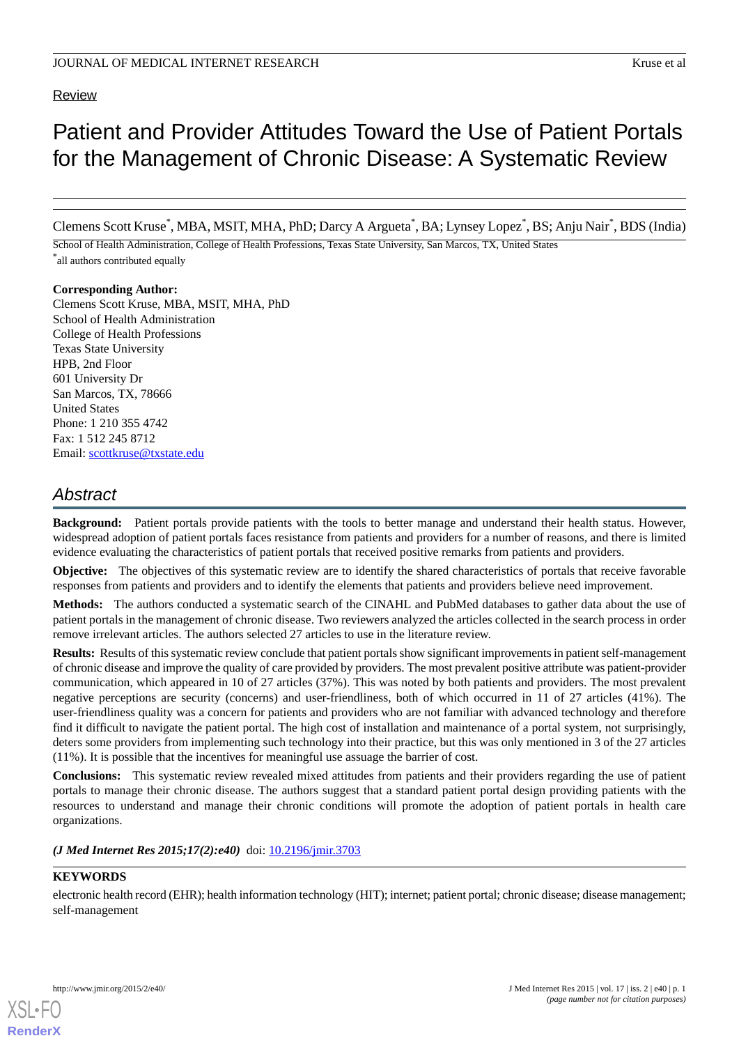Review

# Patient and Provider Attitudes Toward the Use of Patient Portals for the Management of Chronic Disease: A Systematic Review

Clemens Scott Kruse*, MBA, MSIT, MHA, PhD; Darcy A Argueta*, BA; Lynsey Lopez*, BS; Anju Nair*, BDS (India)

School of Health Administration, College of Health Professions, Texas State University, San Marcos, TX, United States

*all authors contributed equally

**Corresponding Author:**
Clemens Scott Kruse, MBA, MSIT, MHA, PhD
School of Health Administration
College of Health Professions
Texas State University
HPB, 2nd Floor
601 University Dr
San Marcos, TX, 78666
United States
Phone: 1 210 355 4742
Fax: 1 512 245 8712
Email: scottkruse@txstate.edu

## Abstract

**Background:** Patient portals provide patients with the tools to better manage and understand their health status. However, widespread adoption of patient portals faces resistance from patients and providers for a number of reasons, and there is limited evidence evaluating the characteristics of patient portals that received positive remarks from patients and providers.

**Objective:** The objectives of this systematic review are to identify the shared characteristics of portals that receive favorable responses from patients and providers and to identify the elements that patients and providers believe need improvement.

**Methods:** The authors conducted a systematic search of the CINAHL and PubMed databases to gather data about the use of patient portals in the management of chronic disease. Two reviewers analyzed the articles collected in the search process in order remove irrelevant articles. The authors selected 27 articles to use in the literature review.

**Results:** Results of this systematic review conclude that patient portals show significant improvements in patient self-management of chronic disease and improve the quality of care provided by providers. The most prevalent positive attribute was patient-provider communication, which appeared in 10 of 27 articles (37%). This was noted by both patients and providers. The most prevalent negative perceptions are security (concerns) and user-friendliness, both of which occurred in 11 of 27 articles (41%). The user-friendliness quality was a concern for patients and providers who are not familiar with advanced technology and therefore find it difficult to navigate the patient portal. The high cost of installation and maintenance of a portal system, not surprisingly, deters some providers from implementing such technology into their practice, but this was only mentioned in 3 of the 27 articles (11%). It is possible that the incentives for meaningful use assuage the barrier of cost.

**Conclusions:** This systematic review revealed mixed attitudes from patients and their providers regarding the use of patient portals to manage their chronic disease. The authors suggest that a standard patient portal design providing patients with the resources to understand and manage their chronic conditions will promote the adoption of patient portals in health care organizations.

***(J Med Internet Res 2015;17(2):e40)*** doi: 10.2196/jmir.3703

**KEYWORDS**

electronic health record (EHR); health information technology (HIT); internet; patient portal; chronic disease; disease management; self-management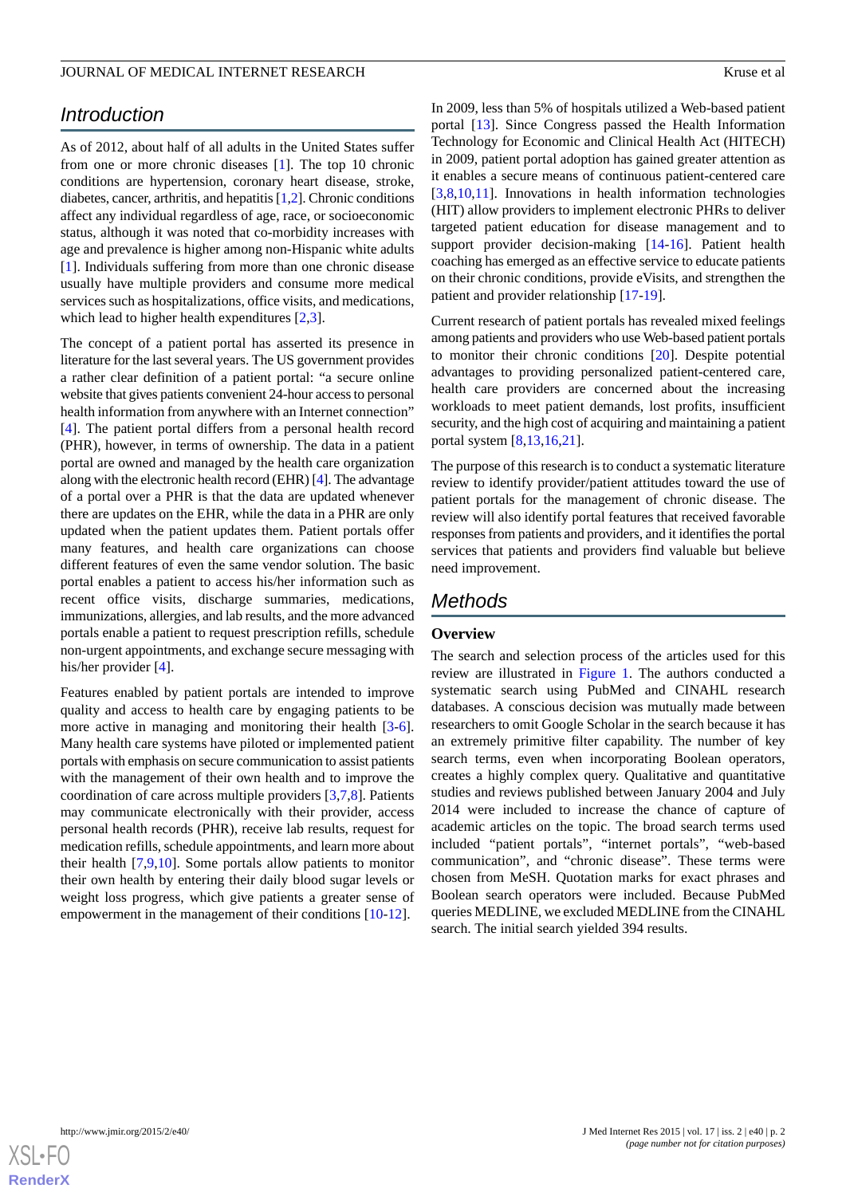## Introduction

As of 2012, about half of all adults in the United States suffer from one or more chronic diseases [1]. The top 10 chronic conditions are hypertension, coronary heart disease, stroke, diabetes, cancer, arthritis, and hepatitis [1,2]. Chronic conditions affect any individual regardless of age, race, or socioeconomic status, although it was noted that co-morbidity increases with age and prevalence is higher among non-Hispanic white adults [1]. Individuals suffering from more than one chronic disease usually have multiple providers and consume more medical services such as hospitalizations, office visits, and medications, which lead to higher health expenditures [2,3].

The concept of a patient portal has asserted its presence in literature for the last several years. The US government provides a rather clear definition of a patient portal: "a secure online website that gives patients convenient 24-hour access to personal health information from anywhere with an Internet connection" [4]. The patient portal differs from a personal health record (PHR), however, in terms of ownership. The data in a patient portal are owned and managed by the health care organization along with the electronic health record (EHR) [4]. The advantage of a portal over a PHR is that the data are updated whenever there are updates on the EHR, while the data in a PHR are only updated when the patient updates them. Patient portals offer many features, and health care organizations can choose different features of even the same vendor solution. The basic portal enables a patient to access his/her information such as recent office visits, discharge summaries, medications, immunizations, allergies, and lab results, and the more advanced portals enable a patient to request prescription refills, schedule non-urgent appointments, and exchange secure messaging with his/her provider [4].

Features enabled by patient portals are intended to improve quality and access to health care by engaging patients to be more active in managing and monitoring their health [3-6]. Many health care systems have piloted or implemented patient portals with emphasis on secure communication to assist patients with the management of their own health and to improve the coordination of care across multiple providers [3,7,8]. Patients may communicate electronically with their provider, access personal health records (PHR), receive lab results, request for medication refills, schedule appointments, and learn more about their health [7,9,10]. Some portals allow patients to monitor their own health by entering their daily blood sugar levels or weight loss progress, which give patients a greater sense of empowerment in the management of their conditions [10-12].

In 2009, less than 5% of hospitals utilized a Web-based patient portal [13]. Since Congress passed the Health Information Technology for Economic and Clinical Health Act (HITECH) in 2009, patient portal adoption has gained greater attention as it enables a secure means of continuous patient-centered care [3,8,10,11]. Innovations in health information technologies (HIT) allow providers to implement electronic PHRs to deliver targeted patient education for disease management and to support provider decision-making [14-16]. Patient health coaching has emerged as an effective service to educate patients on their chronic conditions, provide eVisits, and strengthen the patient and provider relationship [17-19].

Current research of patient portals has revealed mixed feelings among patients and providers who use Web-based patient portals to monitor their chronic conditions [20]. Despite potential advantages to providing personalized patient-centered care, health care providers are concerned about the increasing workloads to meet patient demands, lost profits, insufficient security, and the high cost of acquiring and maintaining a patient portal system [8,13,16,21].

The purpose of this research is to conduct a systematic literature review to identify provider/patient attitudes toward the use of patient portals for the management of chronic disease. The review will also identify portal features that received favorable responses from patients and providers, and it identifies the portal services that patients and providers find valuable but believe need improvement.

## Methods

### Overview

The search and selection process of the articles used for this review are illustrated in Figure 1. The authors conducted a systematic search using PubMed and CINAHL research databases. A conscious decision was mutually made between researchers to omit Google Scholar in the search because it has an extremely primitive filter capability. The number of key search terms, even when incorporating Boolean operators, creates a highly complex query. Qualitative and quantitative studies and reviews published between January 2004 and July 2014 were included to increase the chance of capture of academic articles on the topic. The broad search terms used included "patient portals", "internet portals", "web-based communication", and "chronic disease". These terms were chosen from MeSH. Quotation marks for exact phrases and Boolean search operators were included. Because PubMed queries MEDLINE, we excluded MEDLINE from the CINAHL search. The initial search yielded 394 results.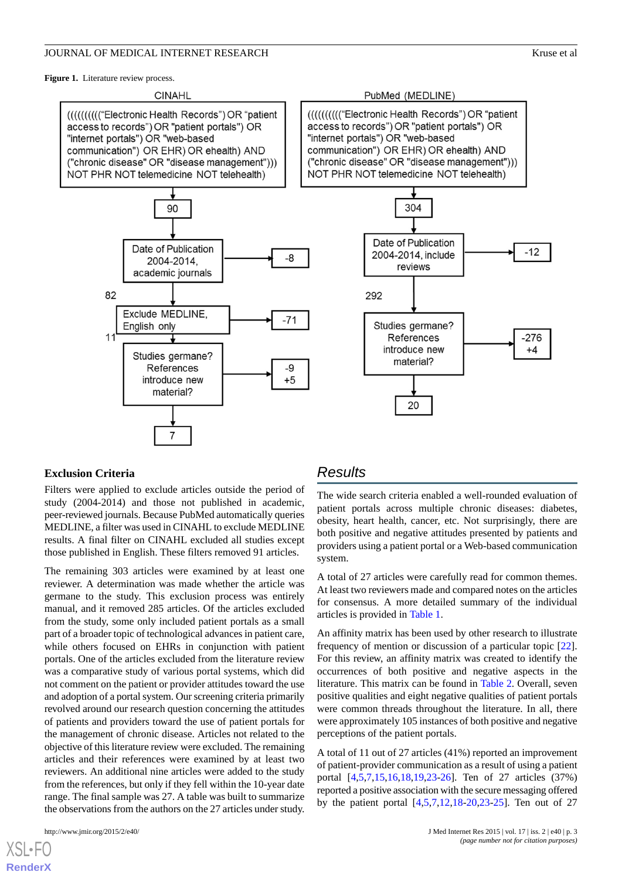**Figure 1.** Literature review process.

CINAHL

((((((((("Electronic Health Records") OR "patient access to records") OR "patient portals") OR "internet portals") OR "web-based communication") OR EHR) OR ehealth) AND ("chronic disease" OR "disease management"))) NOT PHR NOT telemedicine NOT telehealth)

90 → Date of Publication 2004-2014, academic journals → -8

82 → Exclude MEDLINE, English only → -71

11 → Studies germane? References introduce new material? → -9 +5

7

PubMed (MEDLINE)

((((((((("Electronic Health Records") OR "patient access to records") OR "patient portals") OR "internet portals") OR "web-based communication") OR EHR) OR ehealth) AND ("chronic disease" OR "disease management"))) NOT PHR NOT telemedicine NOT telehealth)

304 → Date of Publication 2004-2014, include reviews → -12

292 → Studies germane? References introduce new material? → -276 +4

20

### Exclusion Criteria

Filters were applied to exclude articles outside the period of study (2004-2014) and those not published in academic, peer-reviewed journals. Because PubMed automatically queries MEDLINE, a filter was used in CINAHL to exclude MEDLINE results. A final filter on CINAHL excluded all studies except those published in English. These filters removed 91 articles.

The remaining 303 articles were examined by at least one reviewer. A determination was made whether the article was germane to the study. This exclusion process was entirely manual, and it removed 285 articles. Of the articles excluded from the study, some only included patient portals as a small part of a broader topic of technological advances in patient care, while others focused on EHRs in conjunction with patient portals. One of the articles excluded from the literature review was a comparative study of various portal systems, which did not comment on the patient or provider attitudes toward the use and adoption of a portal system. Our screening criteria primarily revolved around our research question concerning the attitudes of patients and providers toward the use of patient portals for the management of chronic disease. Articles not related to the objective of this literature review were excluded. The remaining articles and their references were examined by at least two reviewers. An additional nine articles were added to the study from the references, but only if they fell within the 10-year date range. The final sample was 27. A table was built to summarize the observations from the authors on the 27 articles under study.

## Results

The wide search criteria enabled a well-rounded evaluation of patient portals across multiple chronic diseases: diabetes, obesity, heart health, cancer, etc. Not surprisingly, there are both positive and negative attitudes presented by patients and providers using a patient portal or a Web-based communication system.

A total of 27 articles were carefully read for common themes. At least two reviewers made and compared notes on the articles for consensus. A more detailed summary of the individual articles is provided in Table 1.

An affinity matrix has been used by other research to illustrate frequency of mention or discussion of a particular topic [22]. For this review, an affinity matrix was created to identify the occurrences of both positive and negative aspects in the literature. This matrix can be found in Table 2. Overall, seven positive qualities and eight negative qualities of patient portals were common threads throughout the literature. In all, there were approximately 105 instances of both positive and negative perceptions of the patient portals.

A total of 11 out of 27 articles (41%) reported an improvement of patient-provider communication as a result of using a patient portal [4,5,7,15,16,18,19,23-26]. Ten of 27 articles (37%) reported a positive association with the secure messaging offered by the patient portal [4,5,7,12,18-20,23-25]. Ten out of 27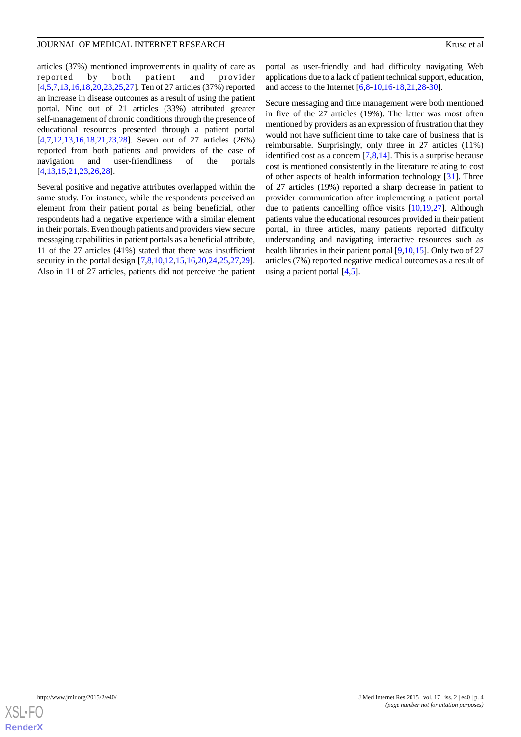articles (37%) mentioned improvements in quality of care as reported by both patient and provider [4,5,7,13,16,18,20,23,25,27]. Ten of 27 articles (37%) reported an increase in disease outcomes as a result of using the patient portal. Nine out of 21 articles (33%) attributed greater self-management of chronic conditions through the presence of educational resources presented through a patient portal [4,7,12,13,16,18,21,23,28]. Seven out of 27 articles (26%) reported from both patients and providers of the ease of navigation and user-friendliness of the portals [4,13,15,21,23,26,28].

Several positive and negative attributes overlapped within the same study. For instance, while the respondents perceived an element from their patient portal as being beneficial, other respondents had a negative experience with a similar element in their portals. Even though patients and providers view secure messaging capabilities in patient portals as a beneficial attribute, 11 of the 27 articles (41%) stated that there was insufficient security in the portal design [7,8,10,12,15,16,20,24,25,27,29]. Also in 11 of 27 articles, patients did not perceive the patient portal as user-friendly and had difficulty navigating Web applications due to a lack of patient technical support, education, and access to the Internet [6,8-10,16-18,21,28-30].

Secure messaging and time management were both mentioned in five of the 27 articles (19%). The latter was most often mentioned by providers as an expression of frustration that they would not have sufficient time to take care of business that is reimbursable. Surprisingly, only three in 27 articles (11%) identified cost as a concern [7,8,14]. This is a surprise because cost is mentioned consistently in the literature relating to cost of other aspects of health information technology [31]. Three of 27 articles (19%) reported a sharp decrease in patient to provider communication after implementing a patient portal due to patients cancelling office visits [10,19,27]. Although patients value the educational resources provided in their patient portal, in three articles, many patients reported difficulty understanding and navigating interactive resources such as health libraries in their patient portal [9,10,15]. Only two of 27 articles (7%) reported negative medical outcomes as a result of using a patient portal [4,5].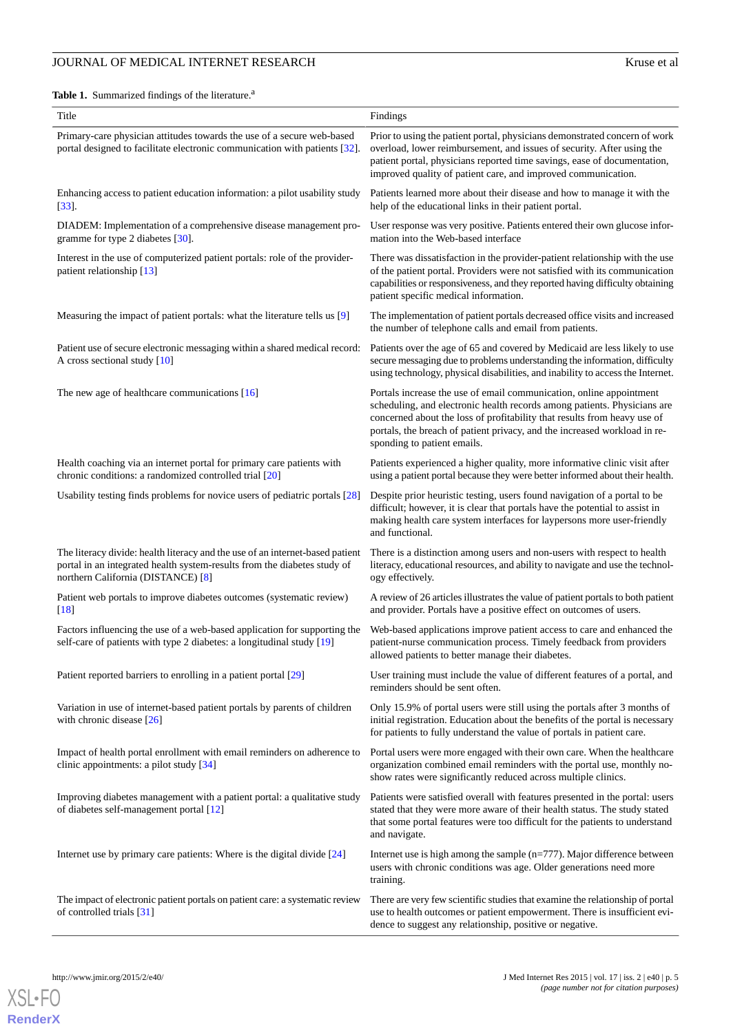**Table 1.** Summarized findings of the literature.[a]

| Title | Findings |
|---|---|
| Primary-care physician attitudes towards the use of a secure web-based portal designed to facilitate electronic communication with patients [32]. | Prior to using the patient portal, physicians demonstrated concern of work overload, lower reimbursement, and issues of security. After using the patient portal, physicians reported time savings, ease of documentation, improved quality of patient care, and improved communication. |
| Enhancing access to patient education information: a pilot usability study [33]. | Patients learned more about their disease and how to manage it with the help of the educational links in their patient portal. |
| DIADEM: Implementation of a comprehensive disease management programme for type 2 diabetes [30]. | User response was very positive. Patients entered their own glucose information into the Web-based interface |
| Interest in the use of computerized patient portals: role of the provider-patient relationship [13] | There was dissatisfaction in the provider-patient relationship with the use of the patient portal. Providers were not satisfied with its communication capabilities or responsiveness, and they reported having difficulty obtaining patient specific medical information. |
| Measuring the impact of patient portals: what the literature tells us [9] | The implementation of patient portals decreased office visits and increased the number of telephone calls and email from patients. |
| Patient use of secure electronic messaging within a shared medical record: A cross sectional study [10] | Patients over the age of 65 and covered by Medicaid are less likely to use secure messaging due to problems understanding the information, difficulty using technology, physical disabilities, and inability to access the Internet. |
| The new age of healthcare communications [16] | Portals increase the use of email communication, online appointment scheduling, and electronic health records among patients. Physicians are concerned about the loss of profitability that results from heavy use of portals, the breach of patient privacy, and the increased workload in responding to patient emails. |
| Health coaching via an internet portal for primary care patients with chronic conditions: a randomized controlled trial [20] | Patients experienced a higher quality, more informative clinic visit after using a patient portal because they were better informed about their health. |
| Usability testing finds problems for novice users of pediatric portals [28] | Despite prior heuristic testing, users found navigation of a portal to be difficult; however, it is clear that portals have the potential to assist in making health care system interfaces for laypersons more user-friendly and functional. |
| The literacy divide: health literacy and the use of an internet-based patient portal in an integrated health system-results from the diabetes study of northern California (DISTANCE) [8] | There is a distinction among users and non-users with respect to health literacy, educational resources, and ability to navigate and use the technology effectively. |
| Patient web portals to improve diabetes outcomes (systematic review) [18] | A review of 26 articles illustrates the value of patient portals to both patient and provider. Portals have a positive effect on outcomes of users. |
| Factors influencing the use of a web-based application for supporting the self-care of patients with type 2 diabetes: a longitudinal study [19] | Web-based applications improve patient access to care and enhanced the patient-nurse communication process. Timely feedback from providers allowed patients to better manage their diabetes. |
| Patient reported barriers to enrolling in a patient portal [29] | User training must include the value of different features of a portal, and reminders should be sent often. |
| Variation in use of internet-based patient portals by parents of children with chronic disease [26] | Only 15.9% of portal users were still using the portals after 3 months of initial registration. Education about the benefits of the portal is necessary for patients to fully understand the value of portals in patient care. |
| Impact of health portal enrollment with email reminders on adherence to clinic appointments: a pilot study [34] | Portal users were more engaged with their own care. When the healthcare organization combined email reminders with the portal use, monthly no-show rates were significantly reduced across multiple clinics. |
| Improving diabetes management with a patient portal: a qualitative study of diabetes self-management portal [12] | Patients were satisfied overall with features presented in the portal: users stated that they were more aware of their health status. The study stated that some portal features were too difficult for the patients to understand and navigate. |
| Internet use by primary care patients: Where is the digital divide [24] | Internet use is high among the sample (n=777). Major difference between users with chronic conditions was age. Older generations need more training. |
| The impact of electronic patient portals on patient care: a systematic review of controlled trials [31] | There are very few scientific studies that examine the relationship of portal use to health outcomes or patient empowerment. There is insufficient evidence to suggest any relationship, positive or negative. |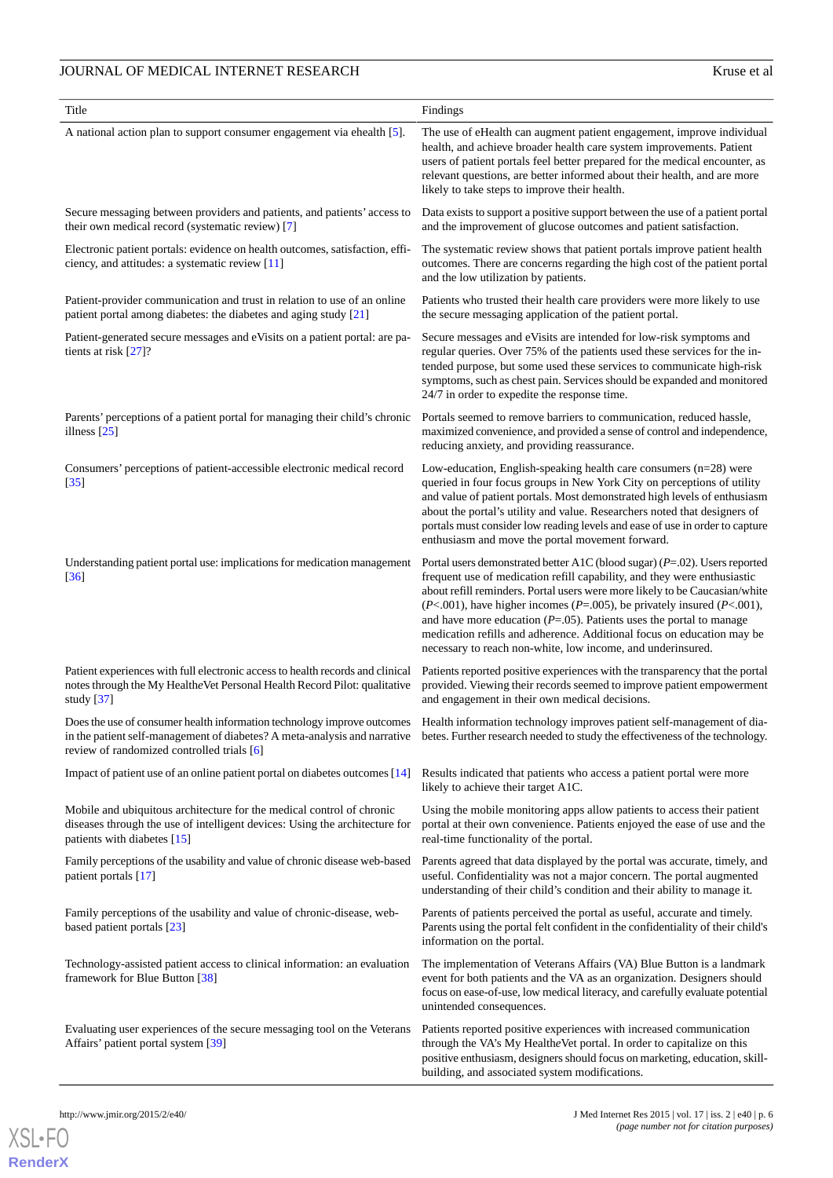| Title | Findings |
|---|---|
| A national action plan to support consumer engagement via ehealth [5]. | The use of eHealth can augment patient engagement, improve individual health, and achieve broader health care system improvements. Patient users of patient portals feel better prepared for the medical encounter, as relevant questions, are better informed about their health, and are more likely to take steps to improve their health. |
| Secure messaging between providers and patients, and patients' access to their own medical record (systematic review) [7] | Data exists to support a positive support between the use of a patient portal and the improvement of glucose outcomes and patient satisfaction. |
| Electronic patient portals: evidence on health outcomes, satisfaction, efficiency, and attitudes: a systematic review [11] | The systematic review shows that patient portals improve patient health outcomes. There are concerns regarding the high cost of the patient portal and the low utilization by patients. |
| Patient-provider communication and trust in relation to use of an online patient portal among diabetes: the diabetes and aging study [21] | Patients who trusted their health care providers were more likely to use the secure messaging application of the patient portal. |
| Patient-generated secure messages and eVisits on a patient portal: are patients at risk [27]? | Secure messages and eVisits are intended for low-risk symptoms and regular queries. Over 75% of the patients used these services for the intended purpose, but some used these services to communicate high-risk symptoms, such as chest pain. Services should be expanded and monitored 24/7 in order to expedite the response time. |
| Parents' perceptions of a patient portal for managing their child's chronic illness [25] | Portals seemed to remove barriers to communication, reduced hassle, maximized convenience, and provided a sense of control and independence, reducing anxiety, and providing reassurance. |
| Consumers' perceptions of patient-accessible electronic medical record [35] | Low-education, English-speaking health care consumers (n=28) were queried in four focus groups in New York City on perceptions of utility and value of patient portals. Most demonstrated high levels of enthusiasm about the portal's utility and value. Researchers noted that designers of portals must consider low reading levels and ease of use in order to capture enthusiasm and move the portal movement forward. |
| Understanding patient portal use: implications for medication management [36] | Portal users demonstrated better A1C (blood sugar) (*P*=.02). Users reported frequent use of medication refill capability, and they were enthusiastic about refill reminders. Portal users were more likely to be Caucasian/white (*P*<.001), have higher incomes (*P*=.005), be privately insured (*P*<.001), and have more education (*P*=.05). Patients uses the portal to manage medication refills and adherence. Additional focus on education may be necessary to reach non-white, low income, and underinsured. |
| Patient experiences with full electronic access to health records and clinical notes through the My HealtheVet Personal Health Record Pilot: qualitative study [37] | Patients reported positive experiences with the transparency that the portal provided. Viewing their records seemed to improve patient empowerment and engagement in their own medical decisions. |
| Does the use of consumer health information technology improve outcomes in the patient self-management of diabetes? A meta-analysis and narrative review of randomized controlled trials [6] | Health information technology improves patient self-management of diabetes. Further research needed to study the effectiveness of the technology. |
| Impact of patient use of an online patient portal on diabetes outcomes [14] | Results indicated that patients who access a patient portal were more likely to achieve their target A1C. |
| Mobile and ubiquitous architecture for the medical control of chronic diseases through the use of intelligent devices: Using the architecture for patients with diabetes [15] | Using the mobile monitoring apps allow patients to access their patient portal at their own convenience. Patients enjoyed the ease of use and the real-time functionality of the portal. |
| Family perceptions of the usability and value of chronic disease web-based patient portals [17] | Parents agreed that data displayed by the portal was accurate, timely, and useful. Confidentiality was not a major concern. The portal augmented understanding of their child's condition and their ability to manage it. |
| Family perceptions of the usability and value of chronic-disease, web-based patient portals [23] | Parents of patients perceived the portal as useful, accurate and timely. Parents using the portal felt confident in the confidentiality of their child's information on the portal. |
| Technology-assisted patient access to clinical information: an evaluation framework for Blue Button [38] | The implementation of Veterans Affairs (VA) Blue Button is a landmark event for both patients and the VA as an organization. Designers should focus on ease-of-use, low medical literacy, and carefully evaluate potential unintended consequences. |
| Evaluating user experiences of the secure messaging tool on the Veterans Affairs' patient portal system [39] | Patients reported positive experiences with increased communication through the VA's My Health*e*Vet portal. In order to capitalize on this positive enthusiasm, designers should focus on marketing, education, skill-building, and associated system modifications. |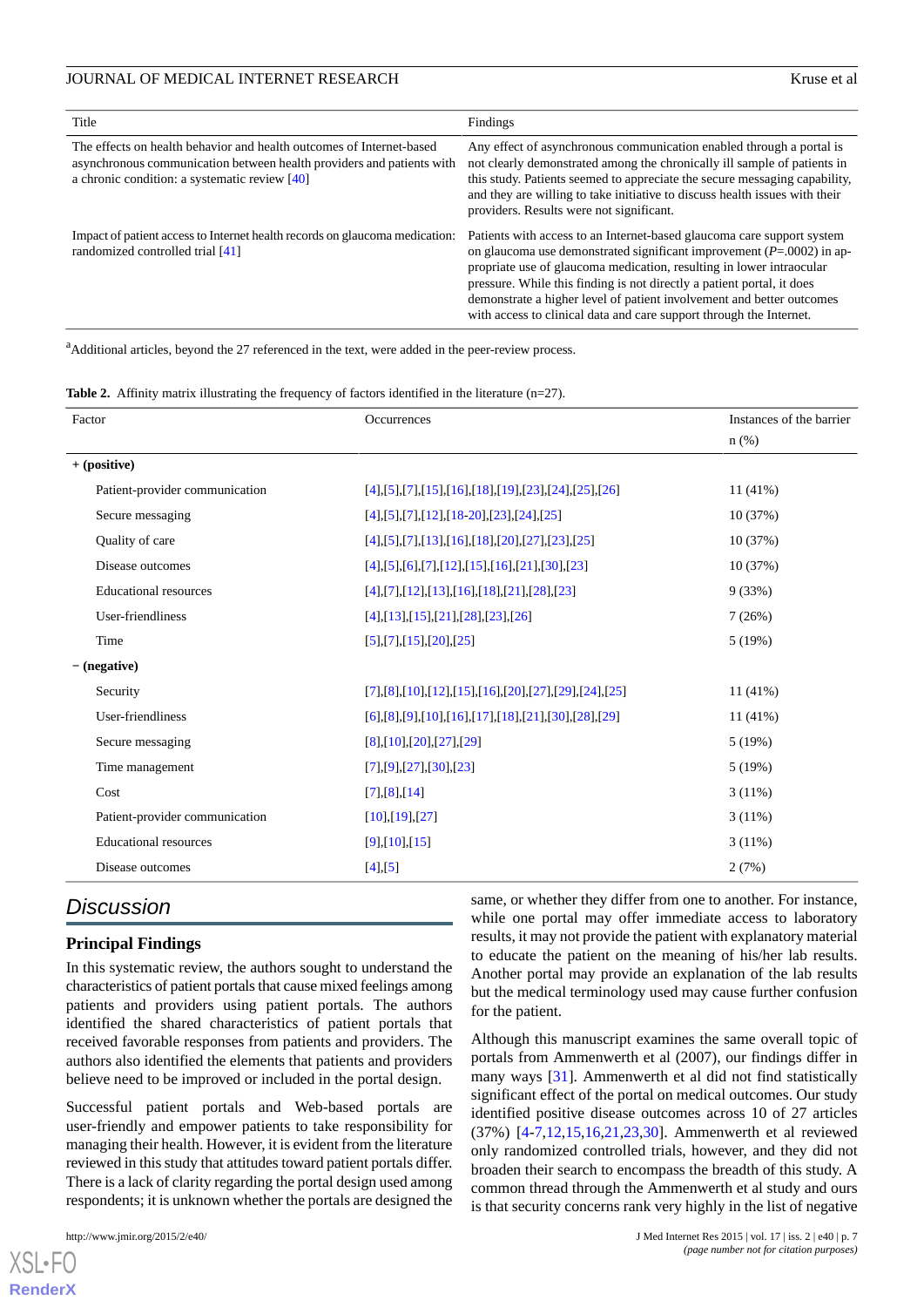| Title | Findings |
| --- | --- |
| The effects on health behavior and health outcomes of Internet-based asynchronous communication between health providers and patients with a chronic condition: a systematic review [40] | Any effect of asynchronous communication enabled through a portal is not clearly demonstrated among the chronically ill sample of patients in this study. Patients seemed to appreciate the secure messaging capability, and they are willing to take initiative to discuss health issues with their providers. Results were not significant. |
| Impact of patient access to Internet health records on glaucoma medication: randomized controlled trial [41] | Patients with access to an Internet-based glaucoma care support system on glaucoma use demonstrated significant improvement (*P*=.0002) in appropriate use of glaucoma medication, resulting in lower intraocular pressure. While this finding is not directly a patient portal, it does demonstrate a higher level of patient involvement and better outcomes with access to clinical data and care support through the Internet. |

[a]Additional articles, beyond the 27 referenced in the text, were added in the peer-review process.

**Table 2.** Affinity matrix illustrating the frequency of factors identified in the literature (n=27).

| Factor | Occurrences | Instances of the barrier n (%) |
| --- | --- | --- |
| **+ (positive)** | | |
| Patient-provider communication | [4],[5],[7],[15],[16],[18],[19],[23],[24],[25],[26] | 11 (41%) |
| Secure messaging | [4],[5],[7],[12],[18-20],[23],[24],[25] | 10 (37%) |
| Quality of care | [4],[5],[7],[13],[16],[18],[20],[27],[23],[25] | 10 (37%) |
| Disease outcomes | [4],[5],[6],[7],[12],[15],[16],[21],[30],[23] | 10 (37%) |
| Educational resources | [4],[7],[12],[13],[16],[18],[21],[28],[23] | 9 (33%) |
| User-friendliness | [4],[13],[15],[21],[28],[23],[26] | 7 (26%) |
| Time | [5],[7],[15],[20],[25] | 5 (19%) |
| **− (negative)** | | |
| Security | [7],[8],[10],[12],[15],[16],[20],[27],[29],[24],[25] | 11 (41%) |
| User-friendliness | [6],[8],[9],[10],[16],[17],[18],[21],[30],[28],[29] | 11 (41%) |
| Secure messaging | [8],[10],[20],[27],[29] | 5 (19%) |
| Time management | [7],[9],[27],[30],[23] | 5 (19%) |
| Cost | [7],[8],[14] | 3 (11%) |
| Patient-provider communication | [10],[19],[27] | 3 (11%) |
| Educational resources | [9],[10],[15] | 3 (11%) |
| Disease outcomes | [4],[5] | 2 (7%) |

## Discussion

### Principal Findings

In this systematic review, the authors sought to understand the characteristics of patient portals that cause mixed feelings among patients and providers using patient portals. The authors identified the shared characteristics of patient portals that received favorable responses from patients and providers. The authors also identified the elements that patients and providers believe need to be improved or included in the portal design.

Successful patient portals and Web-based portals are user-friendly and empower patients to take responsibility for managing their health. However, it is evident from the literature reviewed in this study that attitudes toward patient portals differ. There is a lack of clarity regarding the portal design used among respondents; it is unknown whether the portals are designed the same, or whether they differ from one to another. For instance, while one portal may offer immediate access to laboratory results, it may not provide the patient with explanatory material to educate the patient on the meaning of his/her lab results. Another portal may provide an explanation of the lab results but the medical terminology used may cause further confusion for the patient.

Although this manuscript examines the same overall topic of portals from Ammenwerth et al (2007), our findings differ in many ways [31]. Ammenwerth et al did not find statistically significant effect of the portal on medical outcomes. Our study identified positive disease outcomes across 10 of 27 articles (37%) [4-7,12,15,16,21,23,30]. Ammenwerth et al reviewed only randomized controlled trials, however, and they did not broaden their search to encompass the breadth of this study. A common thread through the Ammenwerth et al study and ours is that security concerns rank very highly in the list of negative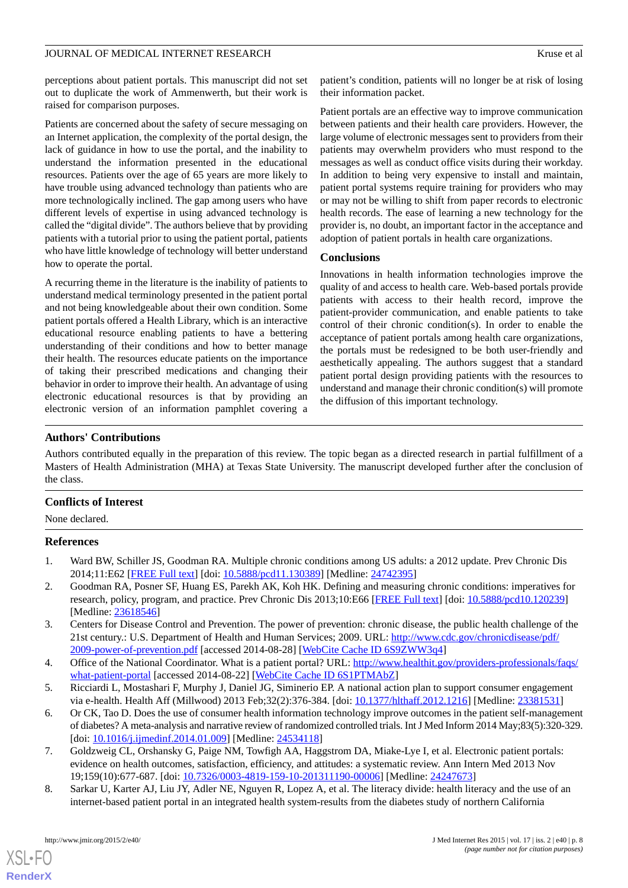perceptions about patient portals. This manuscript did not set out to duplicate the work of Ammenwerth, but their work is raised for comparison purposes.

Patients are concerned about the safety of secure messaging on an Internet application, the complexity of the portal design, the lack of guidance in how to use the portal, and the inability to understand the information presented in the educational resources. Patients over the age of 65 years are more likely to have trouble using advanced technology than patients who are more technologically inclined. The gap among users who have different levels of expertise in using advanced technology is called the "digital divide". The authors believe that by providing patients with a tutorial prior to using the patient portal, patients who have little knowledge of technology will better understand how to operate the portal.

A recurring theme in the literature is the inability of patients to understand medical terminology presented in the patient portal and not being knowledgeable about their own condition. Some patient portals offered a Health Library, which is an interactive educational resource enabling patients to have a bettering understanding of their conditions and how to better manage their health. The resources educate patients on the importance of taking their prescribed medications and changing their behavior in order to improve their health. An advantage of using electronic educational resources is that by providing an electronic version of an information pamphlet covering a patient's condition, patients will no longer be at risk of losing their information packet.

Patient portals are an effective way to improve communication between patients and their health care providers. However, the large volume of electronic messages sent to providers from their patients may overwhelm providers who must respond to the messages as well as conduct office visits during their workday. In addition to being very expensive to install and maintain, patient portal systems require training for providers who may or may not be willing to shift from paper records to electronic health records. The ease of learning a new technology for the provider is, no doubt, an important factor in the acceptance and adoption of patient portals in health care organizations.

## Conclusions

Innovations in health information technologies improve the quality of and access to health care. Web-based portals provide patients with access to their health record, improve the patient-provider communication, and enable patients to take control of their chronic condition(s). In order to enable the acceptance of patient portals among health care organizations, the portals must be redesigned to be both user-friendly and aesthetically appealing. The authors suggest that a standard patient portal design providing patients with the resources to understand and manage their chronic condition(s) will promote the diffusion of this important technology.

## Authors' Contributions

Authors contributed equally in the preparation of this review. The topic began as a directed research in partial fulfillment of a Masters of Health Administration (MHA) at Texas State University. The manuscript developed further after the conclusion of the class.

## Conflicts of Interest

None declared.

## References

1. Ward BW, Schiller JS, Goodman RA. Multiple chronic conditions among US adults: a 2012 update. Prev Chronic Dis 2014;11:E62 [FREE Full text] [doi: 10.5888/pcd11.130389] [Medline: 24742395]
2. Goodman RA, Posner SF, Huang ES, Parekh AK, Koh HK. Defining and measuring chronic conditions: imperatives for research, policy, program, and practice. Prev Chronic Dis 2013;10:E66 [FREE Full text] [doi: 10.5888/pcd10.120239] [Medline: 23618546]
3. Centers for Disease Control and Prevention. The power of prevention: chronic disease, the public health challenge of the 21st century.: U.S. Department of Health and Human Services; 2009. URL: http://www.cdc.gov/chronicdisease/pdf/2009-power-of-prevention.pdf [accessed 2014-08-28] [WebCite Cache ID 6S9ZWW3q4]
4. Office of the National Coordinator. What is a patient portal? URL: http://www.healthit.gov/providers-professionals/faqs/what-patient-portal [accessed 2014-08-22] [WebCite Cache ID 6S1PTMAbZ]
5. Ricciardi L, Mostashari F, Murphy J, Daniel JG, Siminerio EP. A national action plan to support consumer engagement via e-health. Health Aff (Millwood) 2013 Feb;32(2):376-384. [doi: 10.1377/hlthaff.2012.1216] [Medline: 23381531]
6. Or CK, Tao D. Does the use of consumer health information technology improve outcomes in the patient self-management of diabetes? A meta-analysis and narrative review of randomized controlled trials. Int J Med Inform 2014 May;83(5):320-329. [doi: 10.1016/j.ijmedinf.2014.01.009] [Medline: 24534118]
7. Goldzweig CL, Orshansky G, Paige NM, Towfigh AA, Haggstrom DA, Miake-Lye I, et al. Electronic patient portals: evidence on health outcomes, satisfaction, efficiency, and attitudes: a systematic review. Ann Intern Med 2013 Nov 19;159(10):677-687. [doi: 10.7326/0003-4819-159-10-201311190-00006] [Medline: 24247673]
8. Sarkar U, Karter AJ, Liu JY, Adler NE, Nguyen R, Lopez A, et al. The literacy divide: health literacy and the use of an internet-based patient portal in an integrated health system-results from the diabetes study of northern California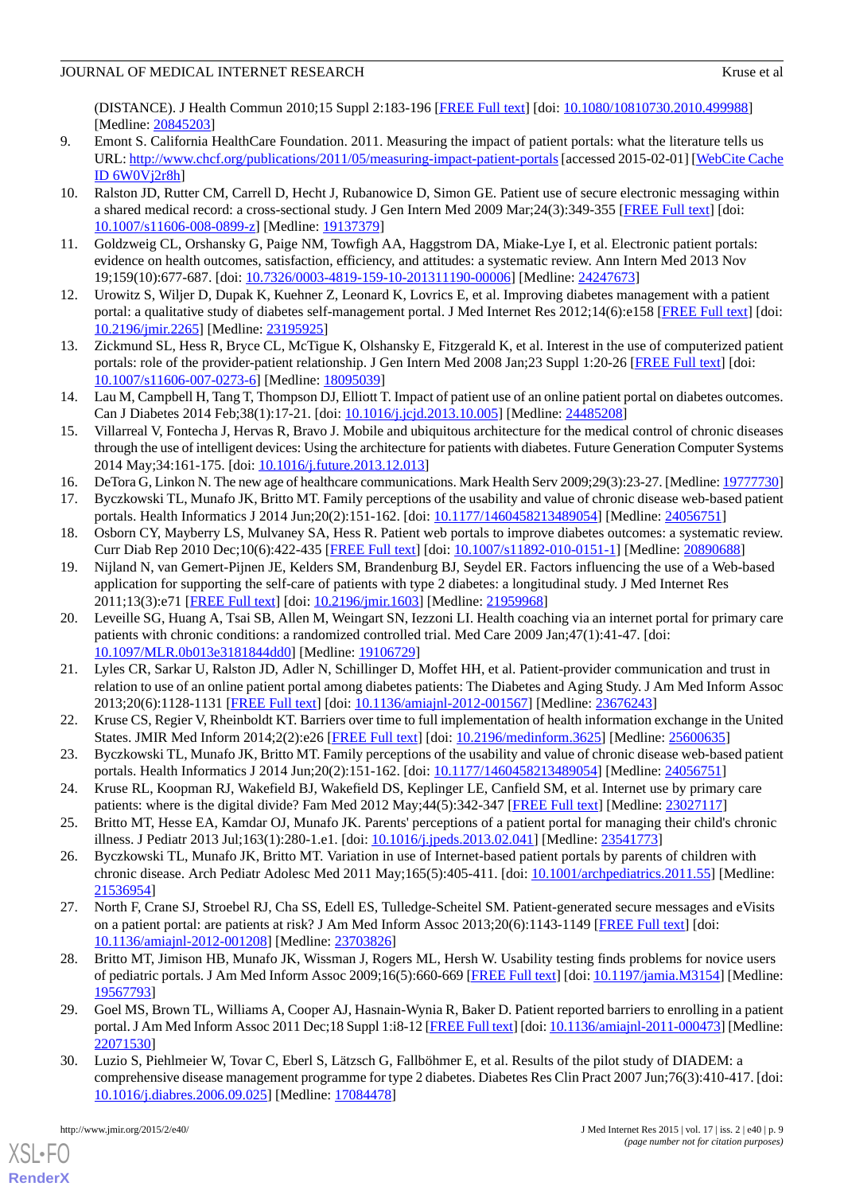(DISTANCE). J Health Commun 2010;15 Suppl 2:183-196 [FREE Full text] [doi: 10.1080/10810730.2010.499988] [Medline: 20845203]

9. Emont S. California HealthCare Foundation. 2011. Measuring the impact of patient portals: what the literature tells us URL: http://www.chcf.org/publications/2011/05/measuring-impact-patient-portals [accessed 2015-02-01] [WebCite Cache ID 6W0Vj2r8h]
10. Ralston JD, Rutter CM, Carrell D, Hecht J, Rubanowice D, Simon GE. Patient use of secure electronic messaging within a shared medical record: a cross-sectional study. J Gen Intern Med 2009 Mar;24(3):349-355 [FREE Full text] [doi: 10.1007/s11606-008-0899-z] [Medline: 19137379]
11. Goldzweig CL, Orshansky G, Paige NM, Towfigh AA, Haggstrom DA, Miake-Lye I, et al. Electronic patient portals: evidence on health outcomes, satisfaction, efficiency, and attitudes: a systematic review. Ann Intern Med 2013 Nov 19;159(10):677-687. [doi: 10.7326/0003-4819-159-10-201311190-00006] [Medline: 24247673]
12. Urowitz S, Wiljer D, Dupak K, Kuehner Z, Leonard K, Lovrics E, et al. Improving diabetes management with a patient portal: a qualitative study of diabetes self-management portal. J Med Internet Res 2012;14(6):e158 [FREE Full text] [doi: 10.2196/jmir.2265] [Medline: 23195925]
13. Zickmund SL, Hess R, Bryce CL, McTigue K, Olshansky E, Fitzgerald K, et al. Interest in the use of computerized patient portals: role of the provider-patient relationship. J Gen Intern Med 2008 Jan;23 Suppl 1:20-26 [FREE Full text] [doi: 10.1007/s11606-007-0273-6] [Medline: 18095039]
14. Lau M, Campbell H, Tang T, Thompson DJ, Elliott T. Impact of patient use of an online patient portal on diabetes outcomes. Can J Diabetes 2014 Feb;38(1):17-21. [doi: 10.1016/j.jcjd.2013.10.005] [Medline: 24485208]
15. Villarreal V, Fontecha J, Hervas R, Bravo J. Mobile and ubiquitous architecture for the medical control of chronic diseases through the use of intelligent devices: Using the architecture for patients with diabetes. Future Generation Computer Systems 2014 May;34:161-175. [doi: 10.1016/j.future.2013.12.013]
16. DeTora G, Linkon N. The new age of healthcare communications. Mark Health Serv 2009;29(3):23-27. [Medline: 19777730]
17. Byczkowski TL, Munafo JK, Britto MT. Family perceptions of the usability and value of chronic disease web-based patient portals. Health Informatics J 2014 Jun;20(2):151-162. [doi: 10.1177/1460458213489054] [Medline: 24056751]
18. Osborn CY, Mayberry LS, Mulvaney SA, Hess R. Patient web portals to improve diabetes outcomes: a systematic review. Curr Diab Rep 2010 Dec;10(6):422-435 [FREE Full text] [doi: 10.1007/s11892-010-0151-1] [Medline: 20890688]
19. Nijland N, van Gemert-Pijnen JE, Kelders SM, Brandenburg BJ, Seydel ER. Factors influencing the use of a Web-based application for supporting the self-care of patients with type 2 diabetes: a longitudinal study. J Med Internet Res 2011;13(3):e71 [FREE Full text] [doi: 10.2196/jmir.1603] [Medline: 21959968]
20. Leveille SG, Huang A, Tsai SB, Allen M, Weingart SN, Iezzoni LI. Health coaching via an internet portal for primary care patients with chronic conditions: a randomized controlled trial. Med Care 2009 Jan;47(1):41-47. [doi: 10.1097/MLR.0b013e3181844dd0] [Medline: 19106729]
21. Lyles CR, Sarkar U, Ralston JD, Adler N, Schillinger D, Moffet HH, et al. Patient-provider communication and trust in relation to use of an online patient portal among diabetes patients: The Diabetes and Aging Study. J Am Med Inform Assoc 2013;20(6):1128-1131 [FREE Full text] [doi: 10.1136/amiajnl-2012-001567] [Medline: 23676243]
22. Kruse CS, Regier V, Rheinboldt KT. Barriers over time to full implementation of health information exchange in the United States. JMIR Med Inform 2014;2(2):e26 [FREE Full text] [doi: 10.2196/medinform.3625] [Medline: 25600635]
23. Byczkowski TL, Munafo JK, Britto MT. Family perceptions of the usability and value of chronic disease web-based patient portals. Health Informatics J 2014 Jun;20(2):151-162. [doi: 10.1177/1460458213489054] [Medline: 24056751]
24. Kruse RL, Koopman RJ, Wakefield BJ, Wakefield DS, Keplinger LE, Canfield SM, et al. Internet use by primary care patients: where is the digital divide? Fam Med 2012 May;44(5):342-347 [FREE Full text] [Medline: 23027117]
25. Britto MT, Hesse EA, Kamdar OJ, Munafo JK. Parents' perceptions of a patient portal for managing their child's chronic illness. J Pediatr 2013 Jul;163(1):280-1.e1. [doi: 10.1016/j.jpeds.2013.02.041] [Medline: 23541773]
26. Byczkowski TL, Munafo JK, Britto MT. Variation in use of Internet-based patient portals by parents of children with chronic disease. Arch Pediatr Adolesc Med 2011 May;165(5):405-411. [doi: 10.1001/archpediatrics.2011.55] [Medline: 21536954]
27. North F, Crane SJ, Stroebel RJ, Cha SS, Edell ES, Tulledge-Scheitel SM. Patient-generated secure messages and eVisits on a patient portal: are patients at risk? J Am Med Inform Assoc 2013;20(6):1143-1149 [FREE Full text] [doi: 10.1136/amiajnl-2012-001208] [Medline: 23703826]
28. Britto MT, Jimison HB, Munafo JK, Wissman J, Rogers ML, Hersh W. Usability testing finds problems for novice users of pediatric portals. J Am Med Inform Assoc 2009;16(5):660-669 [FREE Full text] [doi: 10.1197/jamia.M3154] [Medline: 19567793]
29. Goel MS, Brown TL, Williams A, Cooper AJ, Hasnain-Wynia R, Baker D. Patient reported barriers to enrolling in a patient portal. J Am Med Inform Assoc 2011 Dec;18 Suppl 1:i8-12 [FREE Full text] [doi: 10.1136/amiajnl-2011-000473] [Medline: 22071530]
30. Luzio S, Piehlmeier W, Tovar C, Eberl S, Lätzsch G, Fallböhmer E, et al. Results of the pilot study of DIADEM: a comprehensive disease management programme for type 2 diabetes. Diabetes Res Clin Pract 2007 Jun;76(3):410-417. [doi: 10.1016/j.diabres.2006.09.025] [Medline: 17084478]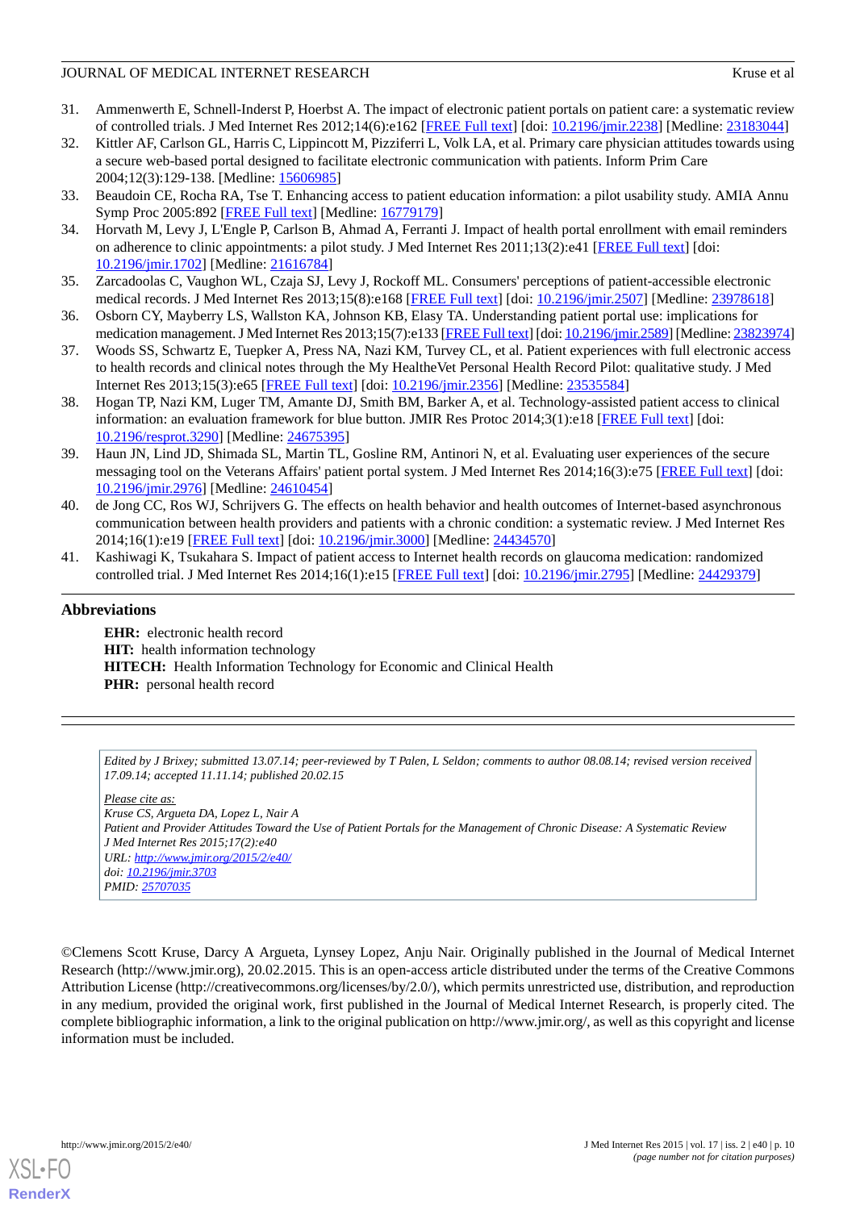31. Ammenwerth E, Schnell-Inderst P, Hoerbst A. The impact of electronic patient portals on patient care: a systematic review of controlled trials. J Med Internet Res 2012;14(6):e162 [FREE Full text] [doi: 10.2196/jmir.2238] [Medline: 23183044]
32. Kittler AF, Carlson GL, Harris C, Lippincott M, Pizziferri L, Volk LA, et al. Primary care physician attitudes towards using a secure web-based portal designed to facilitate electronic communication with patients. Inform Prim Care 2004;12(3):129-138. [Medline: 15606985]
33. Beaudoin CE, Rocha RA, Tse T. Enhancing access to patient education information: a pilot usability study. AMIA Annu Symp Proc 2005:892 [FREE Full text] [Medline: 16779179]
34. Horvath M, Levy J, L'Engle P, Carlson B, Ahmad A, Ferranti J. Impact of health portal enrollment with email reminders on adherence to clinic appointments: a pilot study. J Med Internet Res 2011;13(2):e41 [FREE Full text] [doi: 10.2196/jmir.1702] [Medline: 21616784]
35. Zarcadoolas C, Vaughon WL, Czaja SJ, Levy J, Rockoff ML. Consumers' perceptions of patient-accessible electronic medical records. J Med Internet Res 2013;15(8):e168 [FREE Full text] [doi: 10.2196/jmir.2507] [Medline: 23978618]
36. Osborn CY, Mayberry LS, Wallston KA, Johnson KB, Elasy TA. Understanding patient portal use: implications for medication management. J Med Internet Res 2013;15(7):e133 [FREE Full text] [doi: 10.2196/jmir.2589] [Medline: 23823974]
37. Woods SS, Schwartz E, Tuepker A, Press NA, Nazi KM, Turvey CL, et al. Patient experiences with full electronic access to health records and clinical notes through the My HealtheVet Personal Health Record Pilot: qualitative study. J Med Internet Res 2013;15(3):e65 [FREE Full text] [doi: 10.2196/jmir.2356] [Medline: 23535584]
38. Hogan TP, Nazi KM, Luger TM, Amante DJ, Smith BM, Barker A, et al. Technology-assisted patient access to clinical information: an evaluation framework for blue button. JMIR Res Protoc 2014;3(1):e18 [FREE Full text] [doi: 10.2196/resprot.3290] [Medline: 24675395]
39. Haun JN, Lind JD, Shimada SL, Martin TL, Gosline RM, Antinori N, et al. Evaluating user experiences of the secure messaging tool on the Veterans Affairs' patient portal system. J Med Internet Res 2014;16(3):e75 [FREE Full text] [doi: 10.2196/jmir.2976] [Medline: 24610454]
40. de Jong CC, Ros WJ, Schrijvers G. The effects on health behavior and health outcomes of Internet-based asynchronous communication between health providers and patients with a chronic condition: a systematic review. J Med Internet Res 2014;16(1):e19 [FREE Full text] [doi: 10.2196/jmir.3000] [Medline: 24434570]
41. Kashiwagi K, Tsukahara S. Impact of patient access to Internet health records on glaucoma medication: randomized controlled trial. J Med Internet Res 2014;16(1):e15 [FREE Full text] [doi: 10.2196/jmir.2795] [Medline: 24429379]

## Abbreviations

**EHR:** electronic health record
**HIT:** health information technology
**HITECH:** Health Information Technology for Economic and Clinical Health
**PHR:** personal health record

---

*Edited by J Brixey; submitted 13.07.14; peer-reviewed by T Palen, L Seldon; comments to author 08.08.14; revised version received 17.09.14; accepted 11.11.14; published 20.02.15*

*Please cite as:*
*Kruse CS, Argueta DA, Lopez L, Nair A*
*Patient and Provider Attitudes Toward the Use of Patient Portals for the Management of Chronic Disease: A Systematic Review*
*J Med Internet Res 2015;17(2):e40*
*URL: http://www.jmir.org/2015/2/e40/*
*doi: 10.2196/jmir.3703*
*PMID: 25707035*

©Clemens Scott Kruse, Darcy A Argueta, Lynsey Lopez, Anju Nair. Originally published in the Journal of Medical Internet Research (http://www.jmir.org), 20.02.2015. This is an open-access article distributed under the terms of the Creative Commons Attribution License (http://creativecommons.org/licenses/by/2.0/), which permits unrestricted use, distribution, and reproduction in any medium, provided the original work, first published in the Journal of Medical Internet Research, is properly cited. The complete bibliographic information, a link to the original publication on http://www.jmir.org/, as well as this copyright and license information must be included.